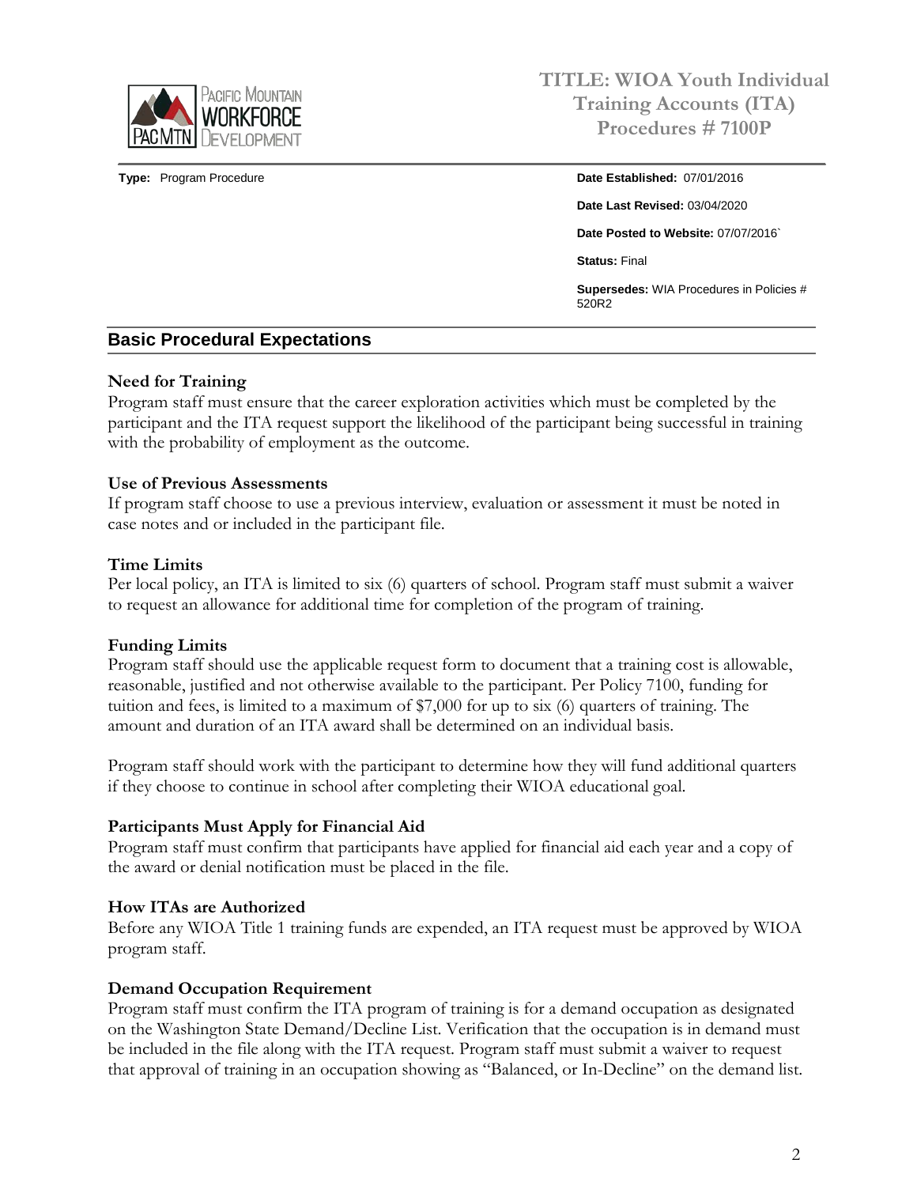# TITLE: WIOA Youth Individual Training Accounts (ITA) Procedures # 7100P

**Type:** Program Procedure

**Date Established:** 07/01/2016

**Date Last Revised:** 03/04/2020

**Date Posted to Website:** 07/07/2016`

**Status:** Final

**Supersedes:** WIA Procedures in Policies # 520R2

## Basic Procedural Expectations

**Need for Training**
Program staff must ensure that the career exploration activities which must be completed by the participant and the ITA request support the likelihood of the participant being successful in training with the probability of employment as the outcome.

**Use of Previous Assessments**
If program staff choose to use a previous interview, evaluation or assessment it must be noted in case notes and or included in the participant file.

**Time Limits**
Per local policy, an ITA is limited to six (6) quarters of school. Program staff must submit a waiver to request an allowance for additional time for completion of the program of training.

**Funding Limits**
Program staff should use the applicable request form to document that a training cost is allowable, reasonable, justified and not otherwise available to the participant. Per Policy 7100, funding for tuition and fees, is limited to a maximum of $7,000 for up to six (6) quarters of training. The amount and duration of an ITA award shall be determined on an individual basis.

Program staff should work with the participant to determine how they will fund additional quarters if they choose to continue in school after completing their WIOA educational goal.

**Participants Must Apply for Financial Aid**
Program staff must confirm that participants have applied for financial aid each year and a copy of the award or denial notification must be placed in the file.

**How ITAs are Authorized**
Before any WIOA Title 1 training funds are expended, an ITA request must be approved by WIOA program staff.

**Demand Occupation Requirement**
Program staff must confirm the ITA program of training is for a demand occupation as designated on the Washington State Demand/Decline List. Verification that the occupation is in demand must be included in the file along with the ITA request. Program staff must submit a waiver to request that approval of training in an occupation showing as "Balanced, or In-Decline" on the demand list.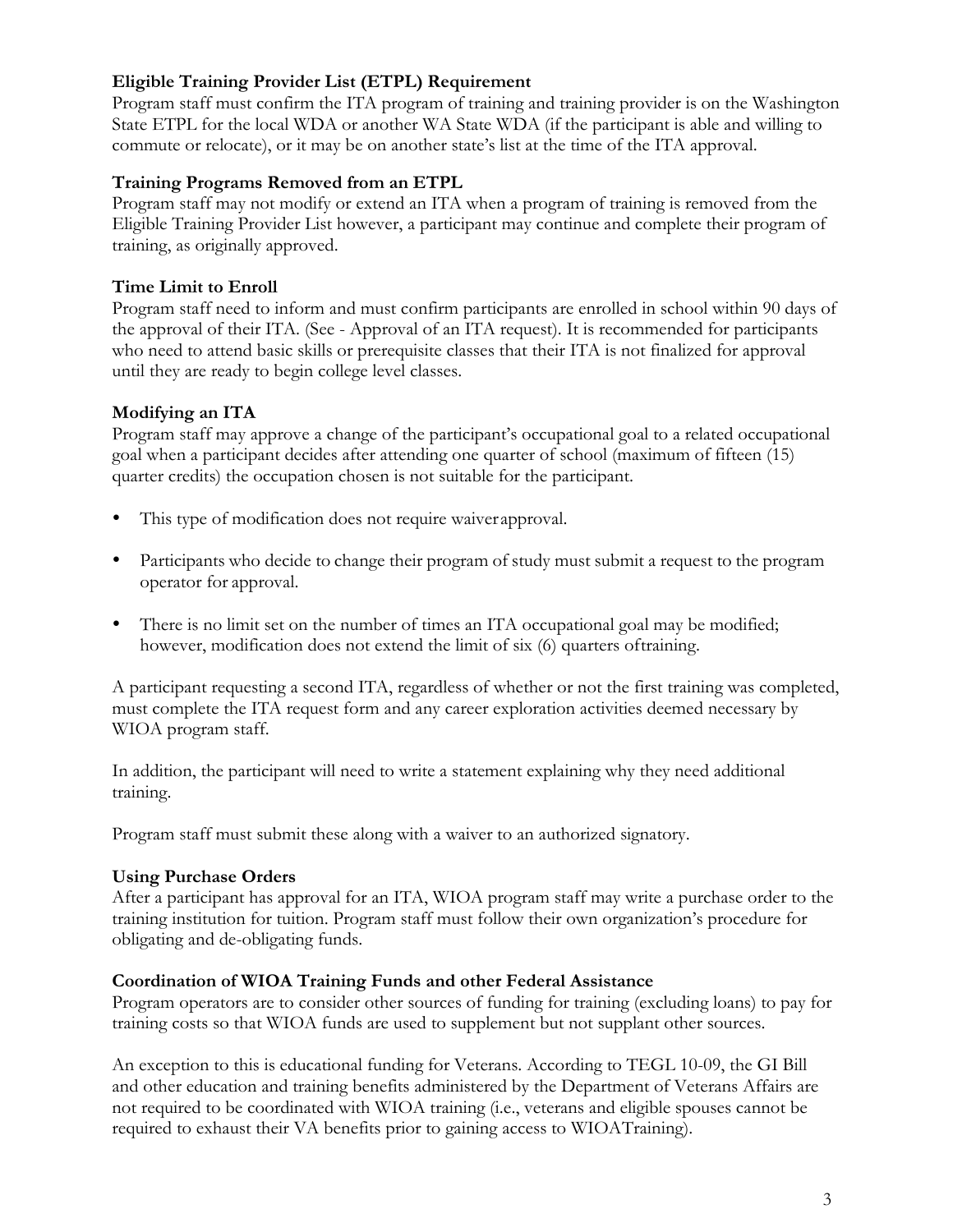**Eligible Training Provider List (ETPL) Requirement**

Program staff must confirm the ITA program of training and training provider is on the Washington State ETPL for the local WDA or another WA State WDA (if the participant is able and willing to commute or relocate), or it may be on another state's list at the time of the ITA approval.

**Training Programs Removed from an ETPL**

Program staff may not modify or extend an ITA when a program of training is removed from the Eligible Training Provider List however, a participant may continue and complete their program of training, as originally approved.

**Time Limit to Enroll**

Program staff need to inform and must confirm participants are enrolled in school within 90 days of the approval of their ITA. (See - Approval of an ITA request). It is recommended for participants who need to attend basic skills or prerequisite classes that their ITA is not finalized for approval until they are ready to begin college level classes.

**Modifying an ITA**

Program staff may approve a change of the participant's occupational goal to a related occupational goal when a participant decides after attending one quarter of school (maximum of fifteen (15) quarter credits) the occupation chosen is not suitable for the participant.

- This type of modification does not require waiver approval.
- Participants who decide to change their program of study must submit a request to the program operator for approval.
- There is no limit set on the number of times an ITA occupational goal may be modified; however, modification does not extend the limit of six (6) quarters of training.

A participant requesting a second ITA, regardless of whether or not the first training was completed, must complete the ITA request form and any career exploration activities deemed necessary by WIOA program staff.

In addition, the participant will need to write a statement explaining why they need additional training.

Program staff must submit these along with a waiver to an authorized signatory.

**Using Purchase Orders**

After a participant has approval for an ITA, WIOA program staff may write a purchase order to the training institution for tuition. Program staff must follow their own organization's procedure for obligating and de-obligating funds.

**Coordination of WIOA Training Funds and other Federal Assistance**

Program operators are to consider other sources of funding for training (excluding loans) to pay for training costs so that WIOA funds are used to supplement but not supplant other sources.

An exception to this is educational funding for Veterans. According to TEGL 10-09, the GI Bill and other education and training benefits administered by the Department of Veterans Affairs are not required to be coordinated with WIOA training (i.e., veterans and eligible spouses cannot be required to exhaust their VA benefits prior to gaining access to WIOA Training).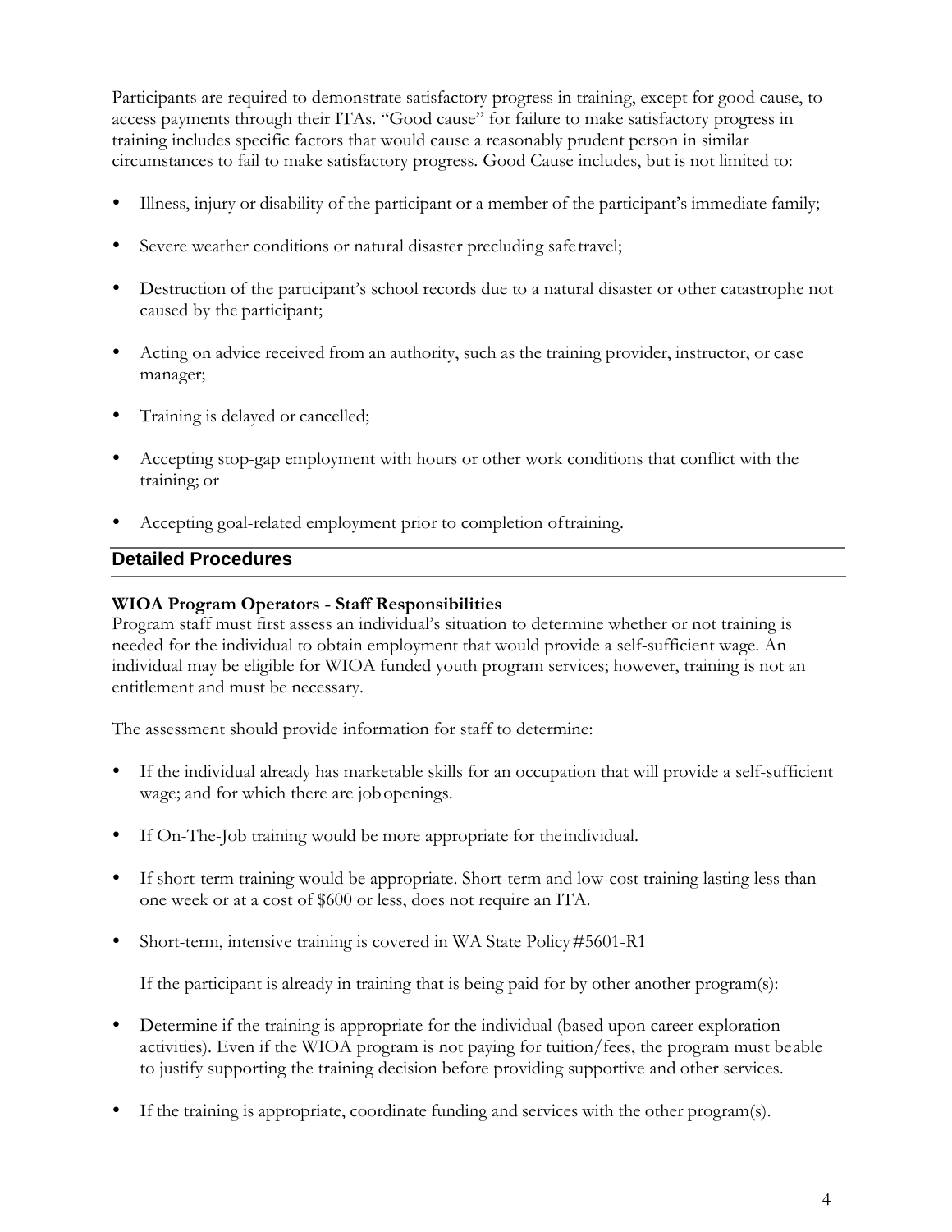Participants are required to demonstrate satisfactory progress in training, except for good cause, to access payments through their ITAs. "Good cause" for failure to make satisfactory progress in training includes specific factors that would cause a reasonably prudent person in similar circumstances to fail to make satisfactory progress. Good Cause includes, but is not limited to:

- Illness, injury or disability of the participant or a member of the participant's immediate family;
- Severe weather conditions or natural disaster precluding safe travel;
- Destruction of the participant's school records due to a natural disaster or other catastrophe not caused by the participant;
- Acting on advice received from an authority, such as the training provider, instructor, or case manager;
- Training is delayed or cancelled;
- Accepting stop-gap employment with hours or other work conditions that conflict with the training; or
- Accepting goal-related employment prior to completion of training.

## Detailed Procedures

**WIOA Program Operators - Staff Responsibilities**
Program staff must first assess an individual's situation to determine whether or not training is needed for the individual to obtain employment that would provide a self-sufficient wage. An individual may be eligible for WIOA funded youth program services; however, training is not an entitlement and must be necessary.

The assessment should provide information for staff to determine:

- If the individual already has marketable skills for an occupation that will provide a self-sufficient wage; and for which there are job openings.
- If On-The-Job training would be more appropriate for the individual.
- If short-term training would be appropriate. Short-term and low-cost training lasting less than one week or at a cost of $600 or less, does not require an ITA.
- Short-term, intensive training is covered in WA State Policy #5601-R1

  If the participant is already in training that is being paid for by other another program(s):

- Determine if the training is appropriate for the individual (based upon career exploration activities). Even if the WIOA program is not paying for tuition/fees, the program must be able to justify supporting the training decision before providing supportive and other services.
- If the training is appropriate, coordinate funding and services with the other program(s).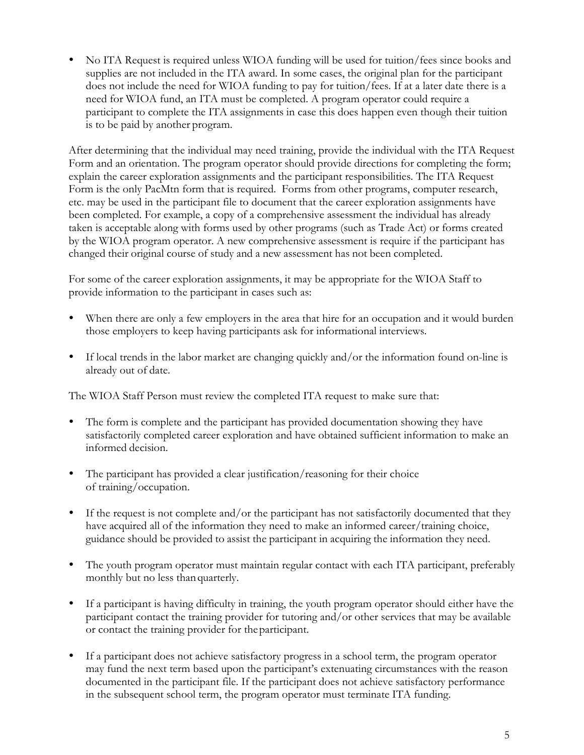- No ITA Request is required unless WIOA funding will be used for tuition/fees since books and supplies are not included in the ITA award. In some cases, the original plan for the participant does not include the need for WIOA funding to pay for tuition/fees. If at a later date there is a need for WIOA fund, an ITA must be completed. A program operator could require a participant to complete the ITA assignments in case this does happen even though their tuition is to be paid by another program.

After determining that the individual may need training, provide the individual with the ITA Request Form and an orientation. The program operator should provide directions for completing the form; explain the career exploration assignments and the participant responsibilities. The ITA Request Form is the only PacMtn form that is required. Forms from other programs, computer research, etc. may be used in the participant file to document that the career exploration assignments have been completed. For example, a copy of a comprehensive assessment the individual has already taken is acceptable along with forms used by other programs (such as Trade Act) or forms created by the WIOA program operator. A new comprehensive assessment is require if the participant has changed their original course of study and a new assessment has not been completed.

For some of the career exploration assignments, it may be appropriate for the WIOA Staff to provide information to the participant in cases such as:

- When there are only a few employers in the area that hire for an occupation and it would burden those employers to keep having participants ask for informational interviews.
- If local trends in the labor market are changing quickly and/or the information found on-line is already out of date.

The WIOA Staff Person must review the completed ITA request to make sure that:

- The form is complete and the participant has provided documentation showing they have satisfactorily completed career exploration and have obtained sufficient information to make an informed decision.
- The participant has provided a clear justification/reasoning for their choice of training/occupation.
- If the request is not complete and/or the participant has not satisfactorily documented that they have acquired all of the information they need to make an informed career/training choice, guidance should be provided to assist the participant in acquiring the information they need.
- The youth program operator must maintain regular contact with each ITA participant, preferably monthly but no less than quarterly.
- If a participant is having difficulty in training, the youth program operator should either have the participant contact the training provider for tutoring and/or other services that may be available or contact the training provider for the participant.
- If a participant does not achieve satisfactory progress in a school term, the program operator may fund the next term based upon the participant's extenuating circumstances with the reason documented in the participant file. If the participant does not achieve satisfactory performance in the subsequent school term, the program operator must terminate ITA funding.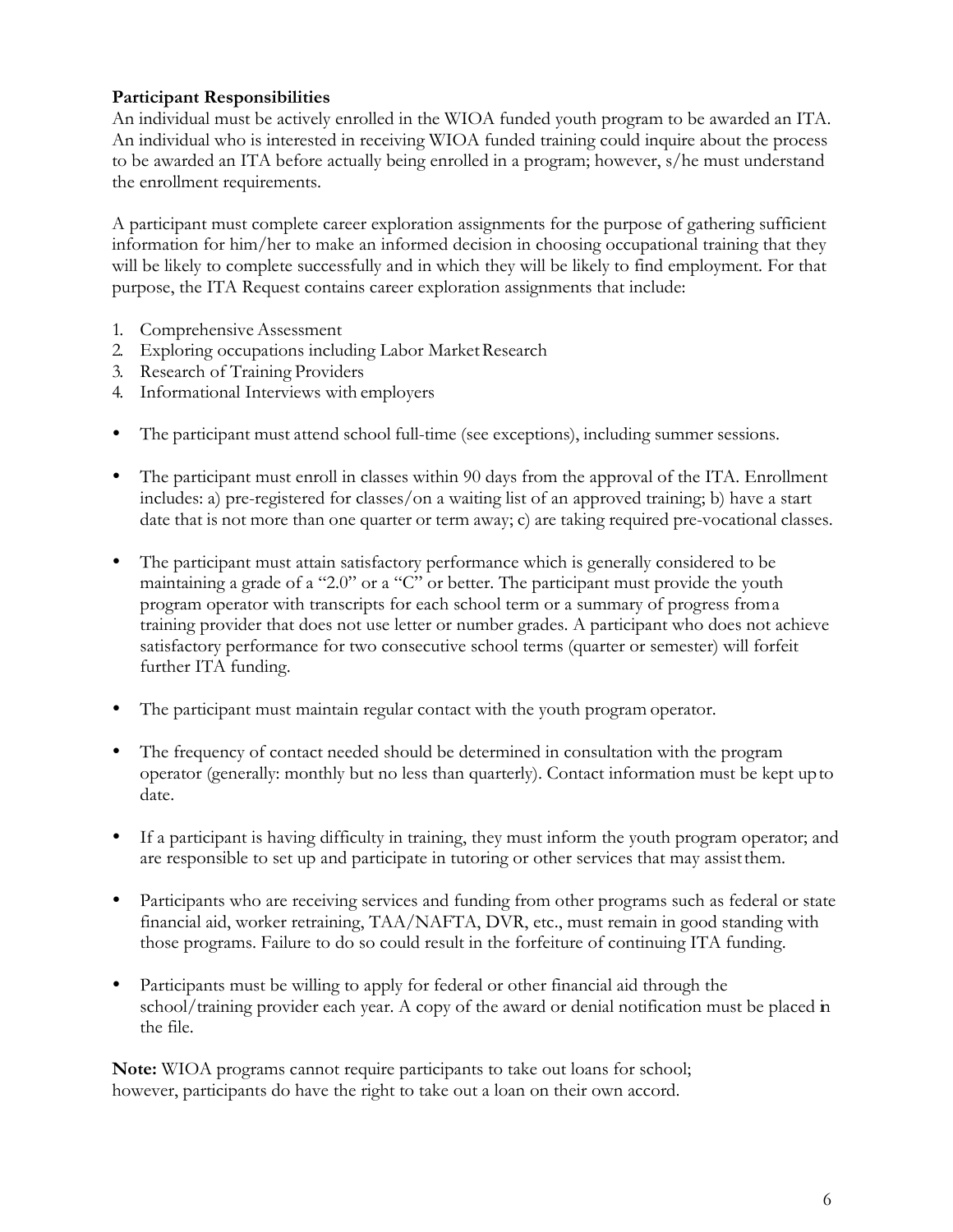**Participant Responsibilities**

An individual must be actively enrolled in the WIOA funded youth program to be awarded an ITA. An individual who is interested in receiving WIOA funded training could inquire about the process to be awarded an ITA before actually being enrolled in a program; however, s/he must understand the enrollment requirements.

A participant must complete career exploration assignments for the purpose of gathering sufficient information for him/her to make an informed decision in choosing occupational training that they will be likely to complete successfully and in which they will be likely to find employment. For that purpose, the ITA Request contains career exploration assignments that include:

1. Comprehensive Assessment
2. Exploring occupations including Labor Market Research
3. Research of Training Providers
4. Informational Interviews with employers

- The participant must attend school full-time (see exceptions), including summer sessions.
- The participant must enroll in classes within 90 days from the approval of the ITA. Enrollment includes: a) pre-registered for classes/on a waiting list of an approved training; b) have a start date that is not more than one quarter or term away; c) are taking required pre-vocational classes.
- The participant must attain satisfactory performance which is generally considered to be maintaining a grade of a "2.0" or a "C" or better. The participant must provide the youth program operator with transcripts for each school term or a summary of progress from a training provider that does not use letter or number grades. A participant who does not achieve satisfactory performance for two consecutive school terms (quarter or semester) will forfeit further ITA funding.
- The participant must maintain regular contact with the youth program operator.
- The frequency of contact needed should be determined in consultation with the program operator (generally: monthly but no less than quarterly). Contact information must be kept up to date.
- If a participant is having difficulty in training, they must inform the youth program operator; and are responsible to set up and participate in tutoring or other services that may assist them.
- Participants who are receiving services and funding from other programs such as federal or state financial aid, worker retraining, TAA/NAFTA, DVR, etc., must remain in good standing with those programs. Failure to do so could result in the forfeiture of continuing ITA funding.
- Participants must be willing to apply for federal or other financial aid through the school/training provider each year. A copy of the award or denial notification must be placed in the file.

**Note:** WIOA programs cannot require participants to take out loans for school; however, participants do have the right to take out a loan on their own accord.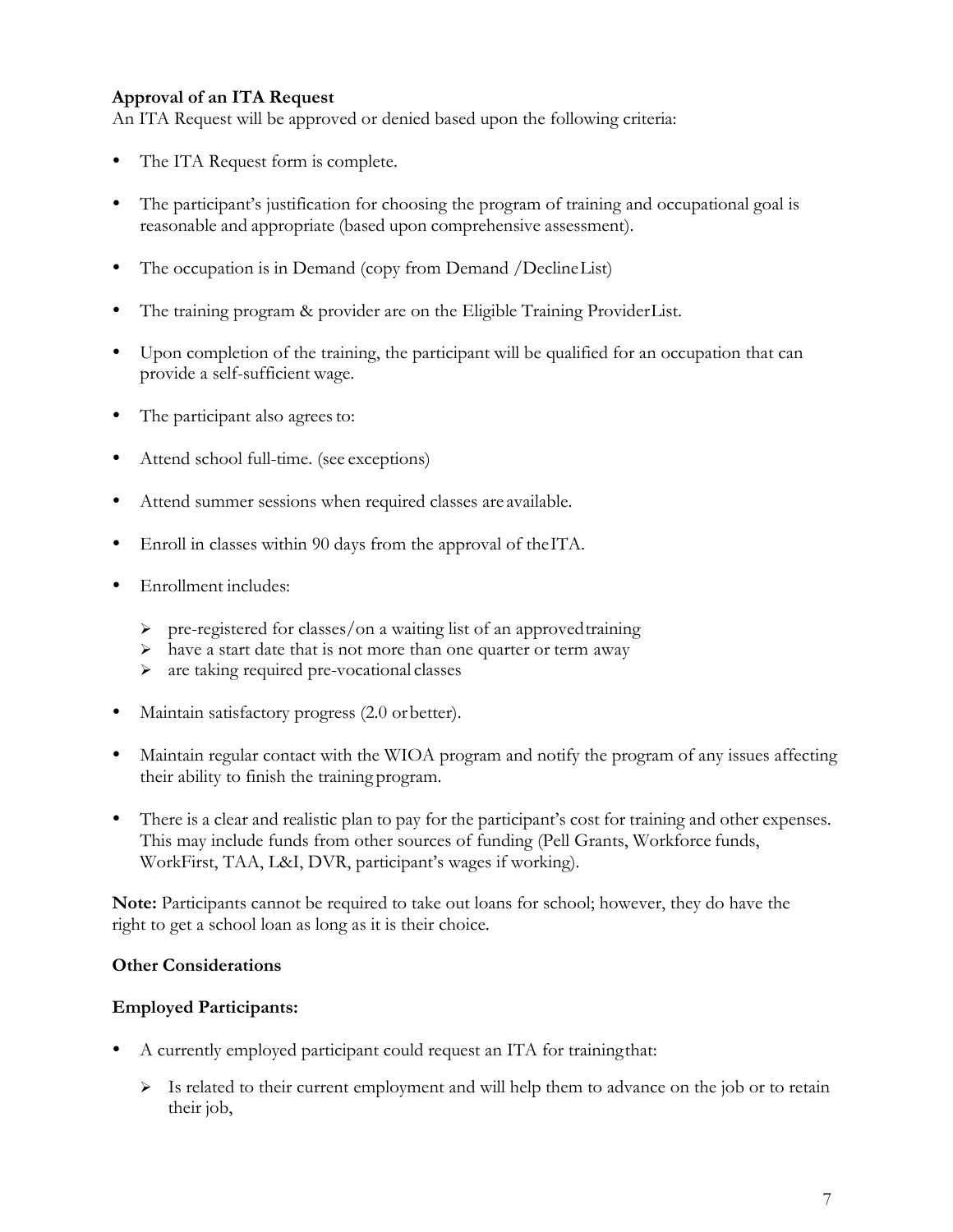**Approval of an ITA Request**

An ITA Request will be approved or denied based upon the following criteria:

- The ITA Request form is complete.
- The participant's justification for choosing the program of training and occupational goal is reasonable and appropriate (based upon comprehensive assessment).
- The occupation is in Demand (copy from Demand /Decline List)
- The training program & provider are on the Eligible Training Provider List.
- Upon completion of the training, the participant will be qualified for an occupation that can provide a self-sufficient wage.
- The participant also agrees to:
- Attend school full-time. (see exceptions)
- Attend summer sessions when required classes are available.
- Enroll in classes within 90 days from the approval of the ITA.
- Enrollment includes:
  - pre-registered for classes/on a waiting list of an approved training
  - have a start date that is not more than one quarter or term away
  - are taking required pre-vocational classes
- Maintain satisfactory progress (2.0 or better).
- Maintain regular contact with the WIOA program and notify the program of any issues affecting their ability to finish the training program.
- There is a clear and realistic plan to pay for the participant's cost for training and other expenses. This may include funds from other sources of funding (Pell Grants, Workforce funds, WorkFirst, TAA, L&I, DVR, participant's wages if working).

**Note:** Participants cannot be required to take out loans for school; however, they do have the right to get a school loan as long as it is their choice.

**Other Considerations**

**Employed Participants:**

- A currently employed participant could request an ITA for training that:
  - Is related to their current employment and will help them to advance on the job or to retain their job,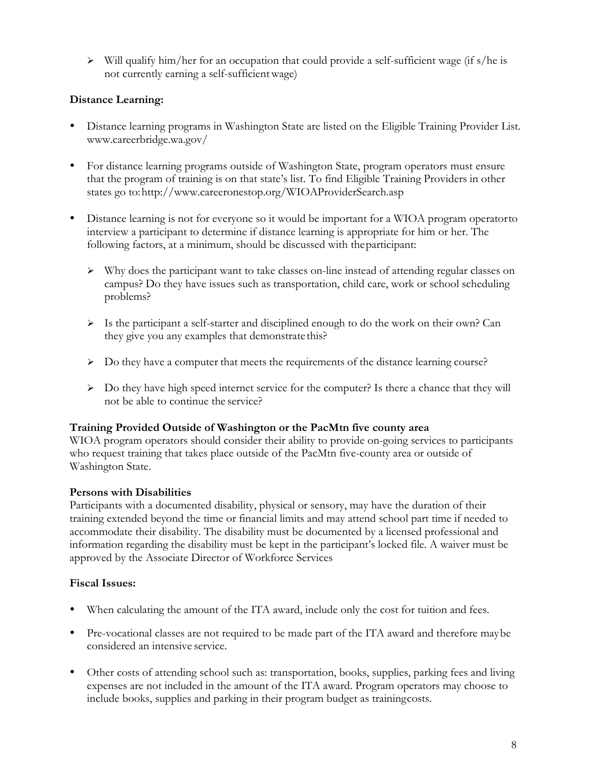- Will qualify him/her for an occupation that could provide a self-sufficient wage (if s/he is not currently earning a self-sufficient wage)

**Distance Learning:**

- Distance learning programs in Washington State are listed on the Eligible Training Provider List. www.careerbridge.wa.gov/
- For distance learning programs outside of Washington State, program operators must ensure that the program of training is on that state's list. To find Eligible Training Providers in other states go to: http://www.careeronestop.org/WIOAProviderSearch.asp
- Distance learning is not for everyone so it would be important for a WIOA program operator to interview a participant to determine if distance learning is appropriate for him or her. The following factors, at a minimum, should be discussed with the participant:
  - Why does the participant want to take classes on-line instead of attending regular classes on campus? Do they have issues such as transportation, child care, work or school scheduling problems?
  - Is the participant a self-starter and disciplined enough to do the work on their own? Can they give you any examples that demonstrate this?
  - Do they have a computer that meets the requirements of the distance learning course?
  - Do they have high speed internet service for the computer? Is there a chance that they will not be able to continue the service?

**Training Provided Outside of Washington or the PacMtn five county area**

WIOA program operators should consider their ability to provide on-going services to participants who request training that takes place outside of the PacMtn five-county area or outside of Washington State.

**Persons with Disabilities**

Participants with a documented disability, physical or sensory, may have the duration of their training extended beyond the time or financial limits and may attend school part time if needed to accommodate their disability. The disability must be documented by a licensed professional and information regarding the disability must be kept in the participant's locked file. A waiver must be approved by the Associate Director of Workforce Services

**Fiscal Issues:**

- When calculating the amount of the ITA award, include only the cost for tuition and fees.
- Pre-vocational classes are not required to be made part of the ITA award and therefore may be considered an intensive service.
- Other costs of attending school such as: transportation, books, supplies, parking fees and living expenses are not included in the amount of the ITA award. Program operators may choose to include books, supplies and parking in their program budget as training costs.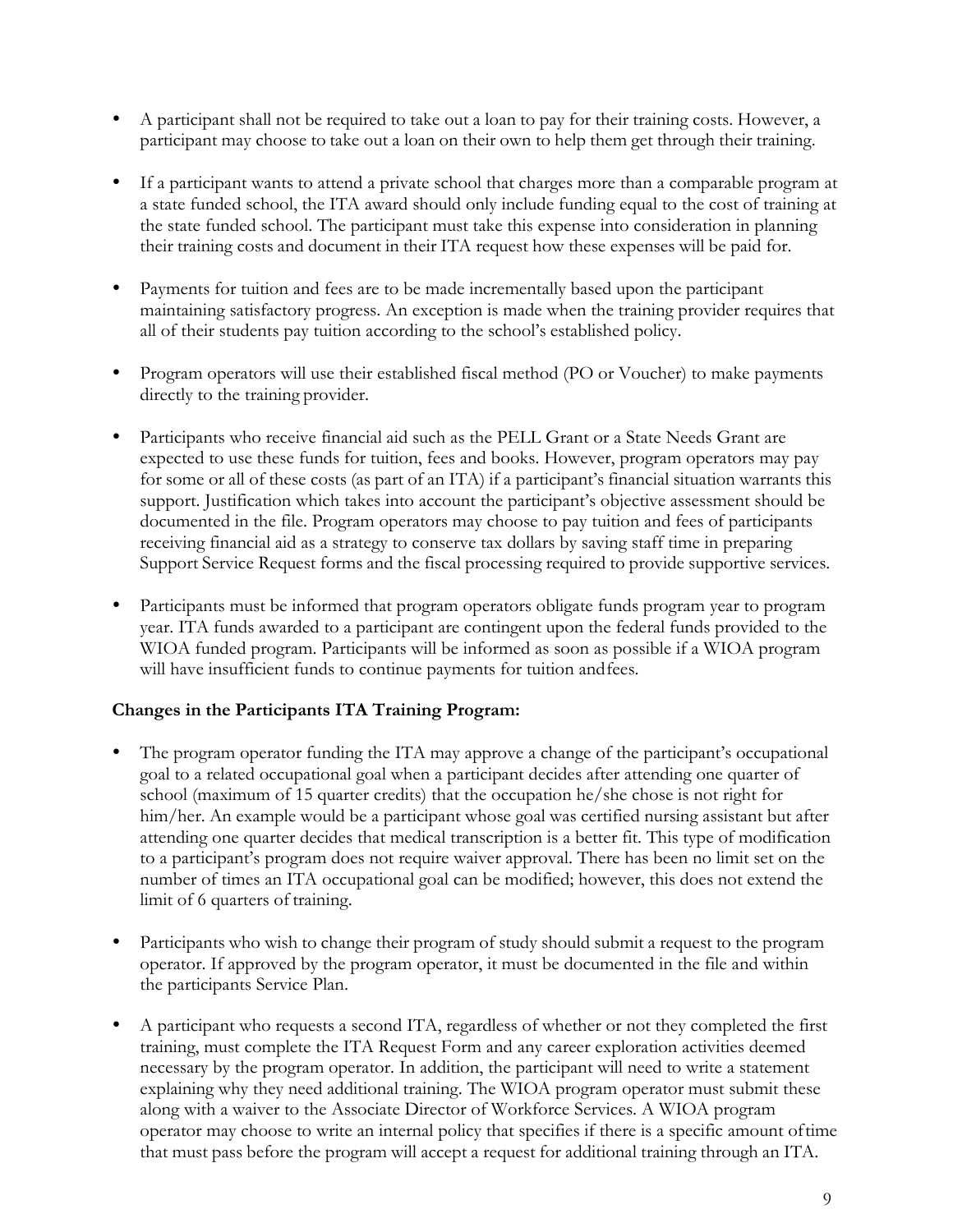- A participant shall not be required to take out a loan to pay for their training costs. However, a participant may choose to take out a loan on their own to help them get through their training.

- If a participant wants to attend a private school that charges more than a comparable program at a state funded school, the ITA award should only include funding equal to the cost of training at the state funded school. The participant must take this expense into consideration in planning their training costs and document in their ITA request how these expenses will be paid for.

- Payments for tuition and fees are to be made incrementally based upon the participant maintaining satisfactory progress. An exception is made when the training provider requires that all of their students pay tuition according to the school's established policy.

- Program operators will use their established fiscal method (PO or Voucher) to make payments directly to the training provider.

- Participants who receive financial aid such as the PELL Grant or a State Needs Grant are expected to use these funds for tuition, fees and books. However, program operators may pay for some or all of these costs (as part of an ITA) if a participant's financial situation warrants this support. Justification which takes into account the participant's objective assessment should be documented in the file. Program operators may choose to pay tuition and fees of participants receiving financial aid as a strategy to conserve tax dollars by saving staff time in preparing Support Service Request forms and the fiscal processing required to provide supportive services.

- Participants must be informed that program operators obligate funds program year to program year. ITA funds awarded to a participant are contingent upon the federal funds provided to the WIOA funded program. Participants will be informed as soon as possible if a WIOA program will have insufficient funds to continue payments for tuition and fees.

**Changes in the Participants ITA Training Program:**

- The program operator funding the ITA may approve a change of the participant's occupational goal to a related occupational goal when a participant decides after attending one quarter of school (maximum of 15 quarter credits) that the occupation he/she chose is not right for him/her. An example would be a participant whose goal was certified nursing assistant but after attending one quarter decides that medical transcription is a better fit. This type of modification to a participant's program does not require waiver approval. There has been no limit set on the number of times an ITA occupational goal can be modified; however, this does not extend the limit of 6 quarters of training.

- Participants who wish to change their program of study should submit a request to the program operator. If approved by the program operator, it must be documented in the file and within the participants Service Plan.

- A participant who requests a second ITA, regardless of whether or not they completed the first training, must complete the ITA Request Form and any career exploration activities deemed necessary by the program operator. In addition, the participant will need to write a statement explaining why they need additional training. The WIOA program operator must submit these along with a waiver to the Associate Director of Workforce Services. A WIOA program operator may choose to write an internal policy that specifies if there is a specific amount of time that must pass before the program will accept a request for additional training through an ITA.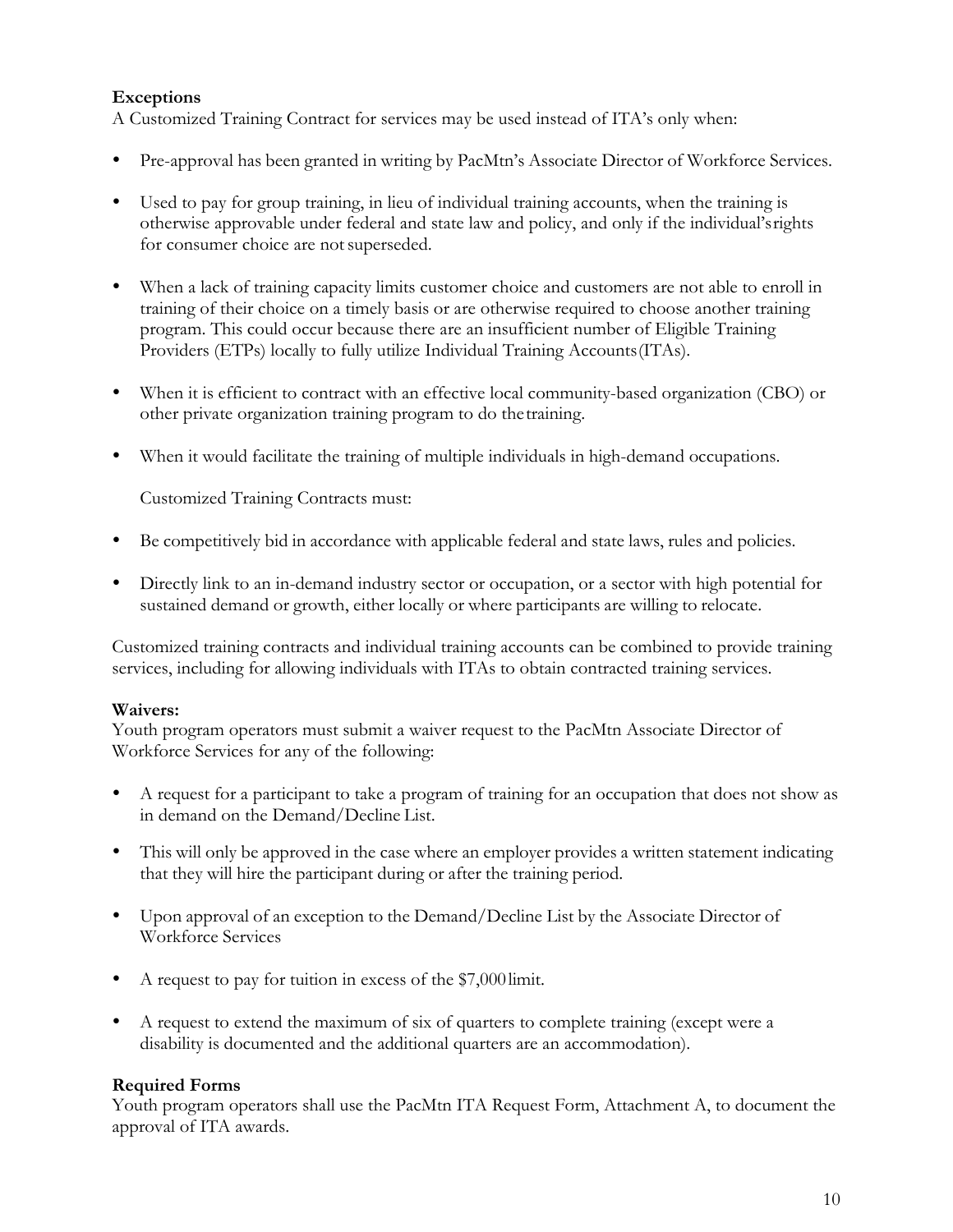**Exceptions**

A Customized Training Contract for services may be used instead of ITA's only when:

- Pre-approval has been granted in writing by PacMtn's Associate Director of Workforce Services.
- Used to pay for group training, in lieu of individual training accounts, when the training is otherwise approvable under federal and state law and policy, and only if the individual's rights for consumer choice are not superseded.
- When a lack of training capacity limits customer choice and customers are not able to enroll in training of their choice on a timely basis or are otherwise required to choose another training program. This could occur because there are an insufficient number of Eligible Training Providers (ETPs) locally to fully utilize Individual Training Accounts (ITAs).
- When it is efficient to contract with an effective local community-based organization (CBO) or other private organization training program to do the training.
- When it would facilitate the training of multiple individuals in high-demand occupations.

  Customized Training Contracts must:

- Be competitively bid in accordance with applicable federal and state laws, rules and policies.
- Directly link to an in-demand industry sector or occupation, or a sector with high potential for sustained demand or growth, either locally or where participants are willing to relocate.

Customized training contracts and individual training accounts can be combined to provide training services, including for allowing individuals with ITAs to obtain contracted training services.

**Waivers:**

Youth program operators must submit a waiver request to the PacMtn Associate Director of Workforce Services for any of the following:

- A request for a participant to take a program of training for an occupation that does not show as in demand on the Demand/Decline List.
- This will only be approved in the case where an employer provides a written statement indicating that they will hire the participant during or after the training period.
- Upon approval of an exception to the Demand/Decline List by the Associate Director of Workforce Services
- A request to pay for tuition in excess of the $7,000 limit.
- A request to extend the maximum of six of quarters to complete training (except were a disability is documented and the additional quarters are an accommodation).

**Required Forms**

Youth program operators shall use the PacMtn ITA Request Form, Attachment A, to document the approval of ITA awards.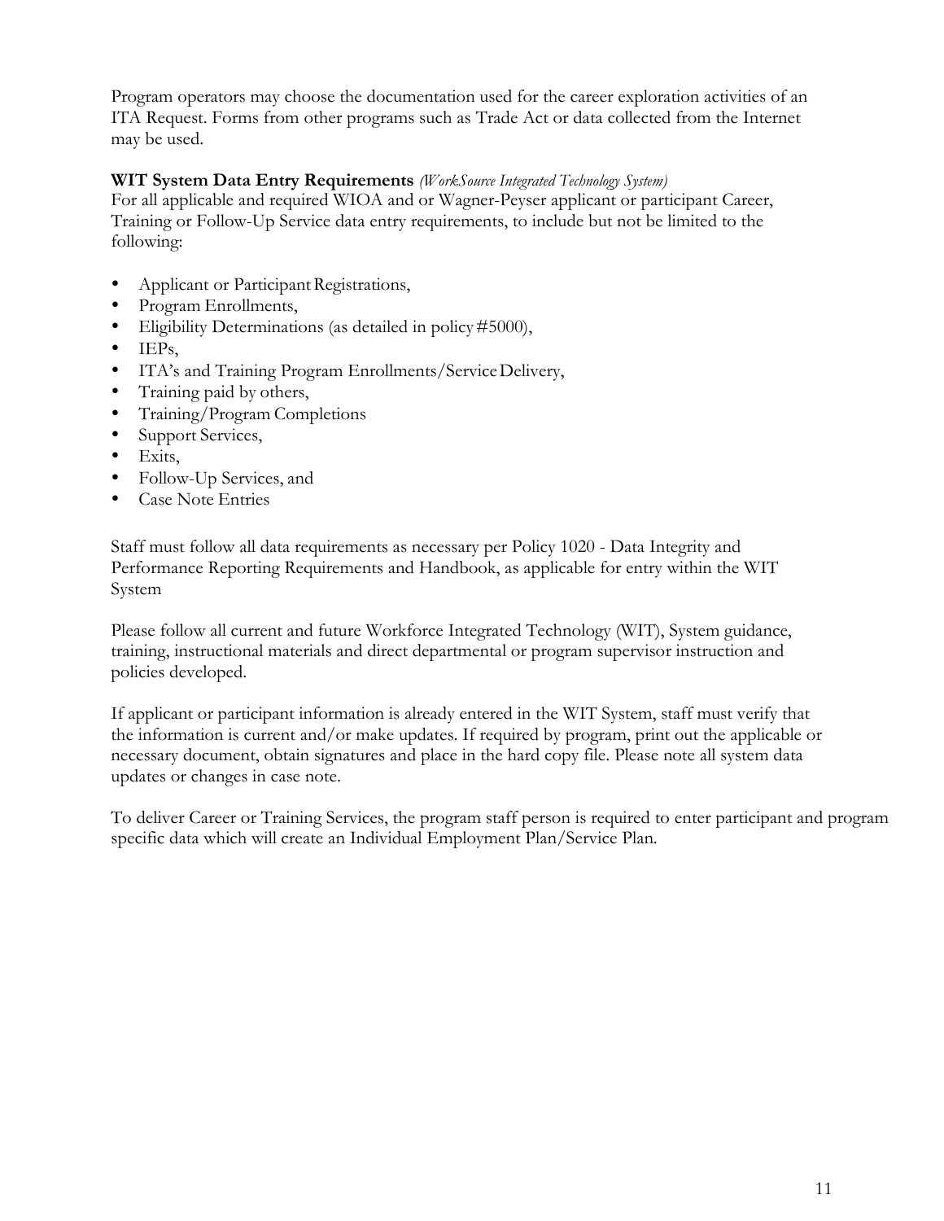Program operators may choose the documentation used for the career exploration activities of an ITA Request. Forms from other programs such as Trade Act or data collected from the Internet may be used.

**WIT System Data Entry Requirements** *(WorkSource Integrated Technology System)*
For all applicable and required WIOA and or Wagner-Peyser applicant or participant Career, Training or Follow-Up Service data entry requirements, to include but not be limited to the following:

- Applicant or Participant Registrations,
- Program Enrollments,
- Eligibility Determinations (as detailed in policy #5000),
- IEPs,
- ITA's and Training Program Enrollments/Service Delivery,
- Training paid by others,
- Training/Program Completions
- Support Services,
- Exits,
- Follow-Up Services, and
- Case Note Entries

Staff must follow all data requirements as necessary per Policy 1020 - Data Integrity and Performance Reporting Requirements and Handbook, as applicable for entry within the WIT System

Please follow all current and future Workforce Integrated Technology (WIT), System guidance, training, instructional materials and direct departmental or program supervisor instruction and policies developed.

If applicant or participant information is already entered in the WIT System, staff must verify that the information is current and/or make updates. If required by program, print out the applicable or necessary document, obtain signatures and place in the hard copy file. Please note all system data updates or changes in case note.

To deliver Career or Training Services, the program staff person is required to enter participant and program specific data which will create an Individual Employment Plan/Service Plan.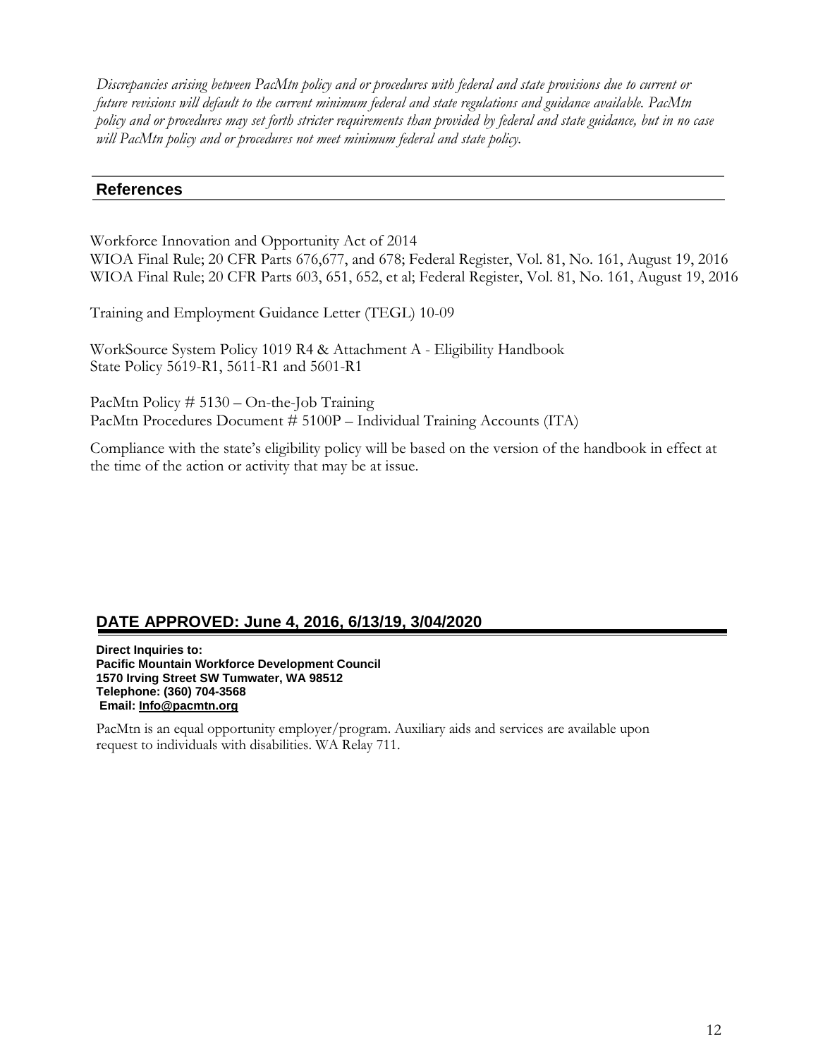*Discrepancies arising between PacMtn policy and or procedures with federal and state provisions due to current or future revisions will default to the current minimum federal and state regulations and guidance available. PacMtn policy and or procedures may set forth stricter requirements than provided by federal and state guidance, but in no case will PacMtn policy and or procedures not meet minimum federal and state policy.*

## References

Workforce Innovation and Opportunity Act of 2014
WIOA Final Rule; 20 CFR Parts 676,677, and 678; Federal Register, Vol. 81, No. 161, August 19, 2016
WIOA Final Rule; 20 CFR Parts 603, 651, 652, et al; Federal Register, Vol. 81, No. 161, August 19, 2016

Training and Employment Guidance Letter (TEGL) 10-09

WorkSource System Policy 1019 R4 & Attachment A - Eligibility Handbook
State Policy 5619-R1, 5611-R1 and 5601-R1

PacMtn Policy # 5130 – On-the-Job Training
PacMtn Procedures Document # 5100P – Individual Training Accounts (ITA)

Compliance with the state's eligibility policy will be based on the version of the handbook in effect at the time of the action or activity that may be at issue.

## DATE APPROVED: June 4, 2016, 6/13/19, 3/04/2020

**Direct Inquiries to:**
**Pacific Mountain Workforce Development Council**
**1570 Irving Street SW Tumwater, WA 98512**
**Telephone: (360) 704-3568**
**Email: Info@pacmtn.org**

PacMtn is an equal opportunity employer/program. Auxiliary aids and services are available upon request to individuals with disabilities. WA Relay 711.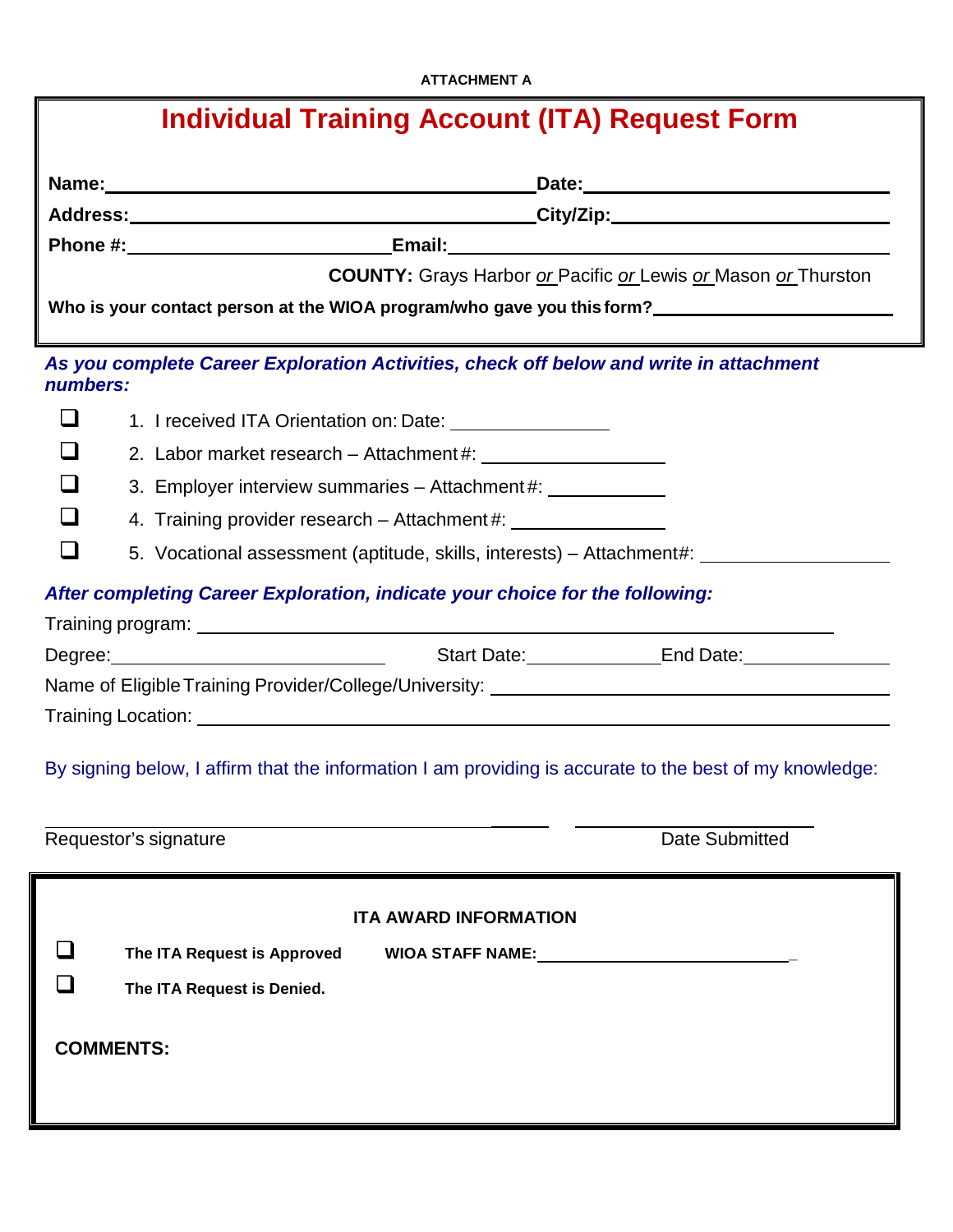**ATTACHMENT A**

# Individual Training Account (ITA) Request Form

**Name:** ______________________________ **Date:** ______________________

**Address:** ______________________________ **City/Zip:** ______________________

**Phone #:** ______________________ **Email:** ______________________________

**COUNTY:** Grays Harbor *or* Pacific *or* Lewis *or* Mason *or* Thurston

**Who is your contact person at the WIOA program/who gave you this form?** ______________________

***As you complete Career Exploration Activities, check off below and write in attachment numbers:***

- ☐ 1. I received ITA Orientation on: Date: ______________
- ☐ 2. Labor market research – Attachment #: ______________
- ☐ 3. Employer interview summaries – Attachment #: ______________
- ☐ 4. Training provider research – Attachment #: ______________
- ☐ 5. Vocational assessment (aptitude, skills, interests) – Attachment#: ______________

***After completing Career Exploration, indicate your choice for the following:***

Training program: ______________________________________________

Degree: ______________________ Start Date: ______________ End Date: ______________

Name of Eligible Training Provider/College/University: ______________________________

Training Location: ______________________________________________

By signing below, I affirm that the information I am providing is accurate to the best of my knowledge:

______________________________________________ ______________________

Requestor's signature Date Submitted

**ITA AWARD INFORMATION**

- ☐ **The ITA Request is Approved** **WIOA STAFF NAME:** ______________________
- ☐ **The ITA Request is Denied.**

**COMMENTS:**